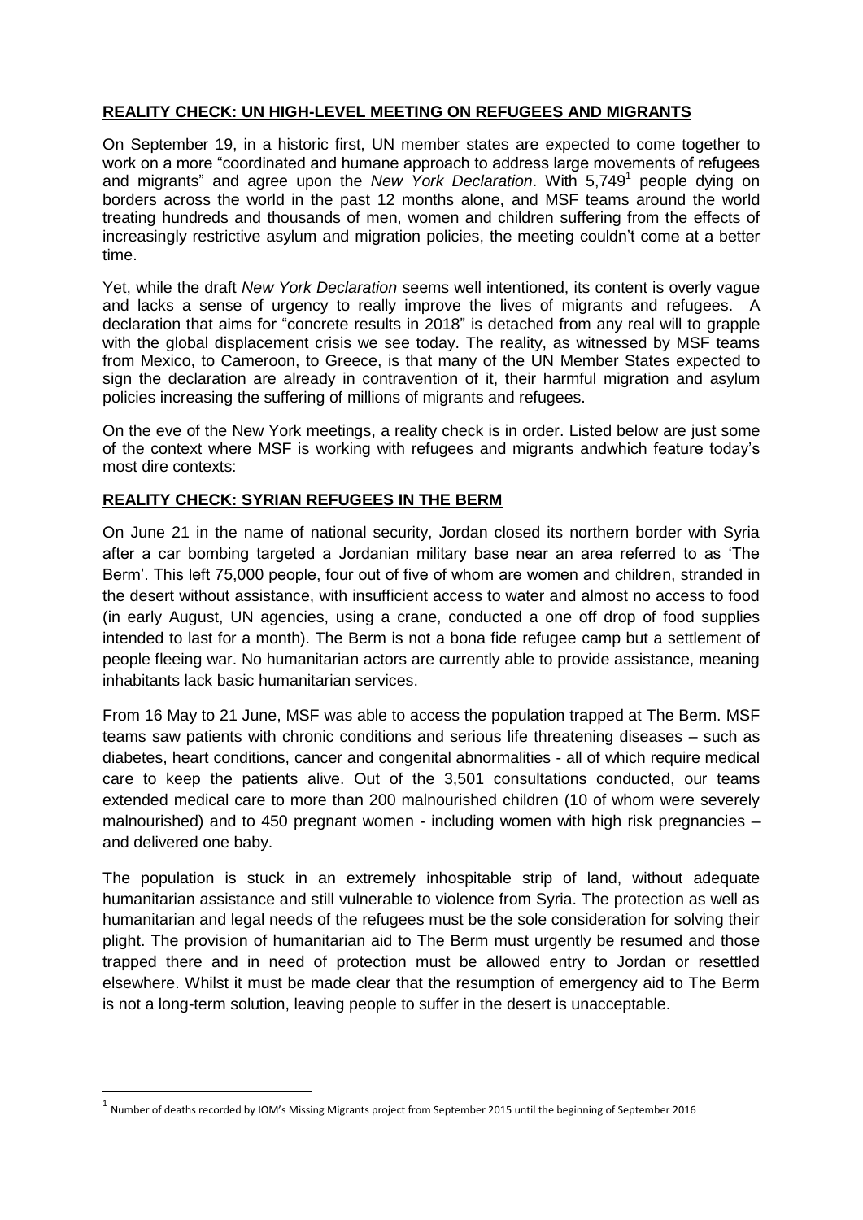## **REALITY CHECK: UN HIGH-LEVEL MEETING ON REFUGEES AND MIGRANTS**

On September 19, in a historic first, UN member states are expected to come together to work on a more "coordinated and humane approach to address large movements of refugees and migrants" and agree upon the *New York Declaration*. With 5,749[1] people dying on borders across the world in the past 12 months alone, and MSF teams around the world treating hundreds and thousands of men, women and children suffering from the effects of increasingly restrictive asylum and migration policies, the meeting couldn't come at a better time.

Yet, while the draft *New York Declaration* seems well intentioned, its content is overly vague and lacks a sense of urgency to really improve the lives of migrants and refugees. A declaration that aims for "concrete results in 2018" is detached from any real will to grapple with the global displacement crisis we see today. The reality, as witnessed by MSF teams from Mexico, to Cameroon, to Greece, is that many of the UN Member States expected to sign the declaration are already in contravention of it, their harmful migration and asylum policies increasing the suffering of millions of migrants and refugees.

On the eve of the New York meetings, a reality check is in order. Listed below are just some of the context where MSF is working with refugees and migrants andwhich feature today's most dire contexts:

## **REALITY CHECK: SYRIAN REFUGEES IN THE BERM**

On June 21 in the name of national security, Jordan closed its northern border with Syria after a car bombing targeted a Jordanian military base near an area referred to as 'The Berm'. This left 75,000 people, four out of five of whom are women and children, stranded in the desert without assistance, with insufficient access to water and almost no access to food (in early August, UN agencies, using a crane, conducted a one off drop of food supplies intended to last for a month). The Berm is not a bona fide refugee camp but a settlement of people fleeing war. No humanitarian actors are currently able to provide assistance, meaning inhabitants lack basic humanitarian services.

From 16 May to 21 June, MSF was able to access the population trapped at The Berm. MSF teams saw patients with chronic conditions and serious life threatening diseases – such as diabetes, heart conditions, cancer and congenital abnormalities - all of which require medical care to keep the patients alive. Out of the 3,501 consultations conducted, our teams extended medical care to more than 200 malnourished children (10 of whom were severely malnourished) and to 450 pregnant women - including women with high risk pregnancies – and delivered one baby.

The population is stuck in an extremely inhospitable strip of land, without adequate humanitarian assistance and still vulnerable to violence from Syria. The protection as well as humanitarian and legal needs of the refugees must be the sole consideration for solving their plight. The provision of humanitarian aid to The Berm must urgently be resumed and those trapped there and in need of protection must be allowed entry to Jordan or resettled elsewhere. Whilst it must be made clear that the resumption of emergency aid to The Berm is not a long-term solution, leaving people to suffer in the desert is unacceptable.

[1] Number of deaths recorded by IOM's Missing Migrants project from September 2015 until the beginning of September 2016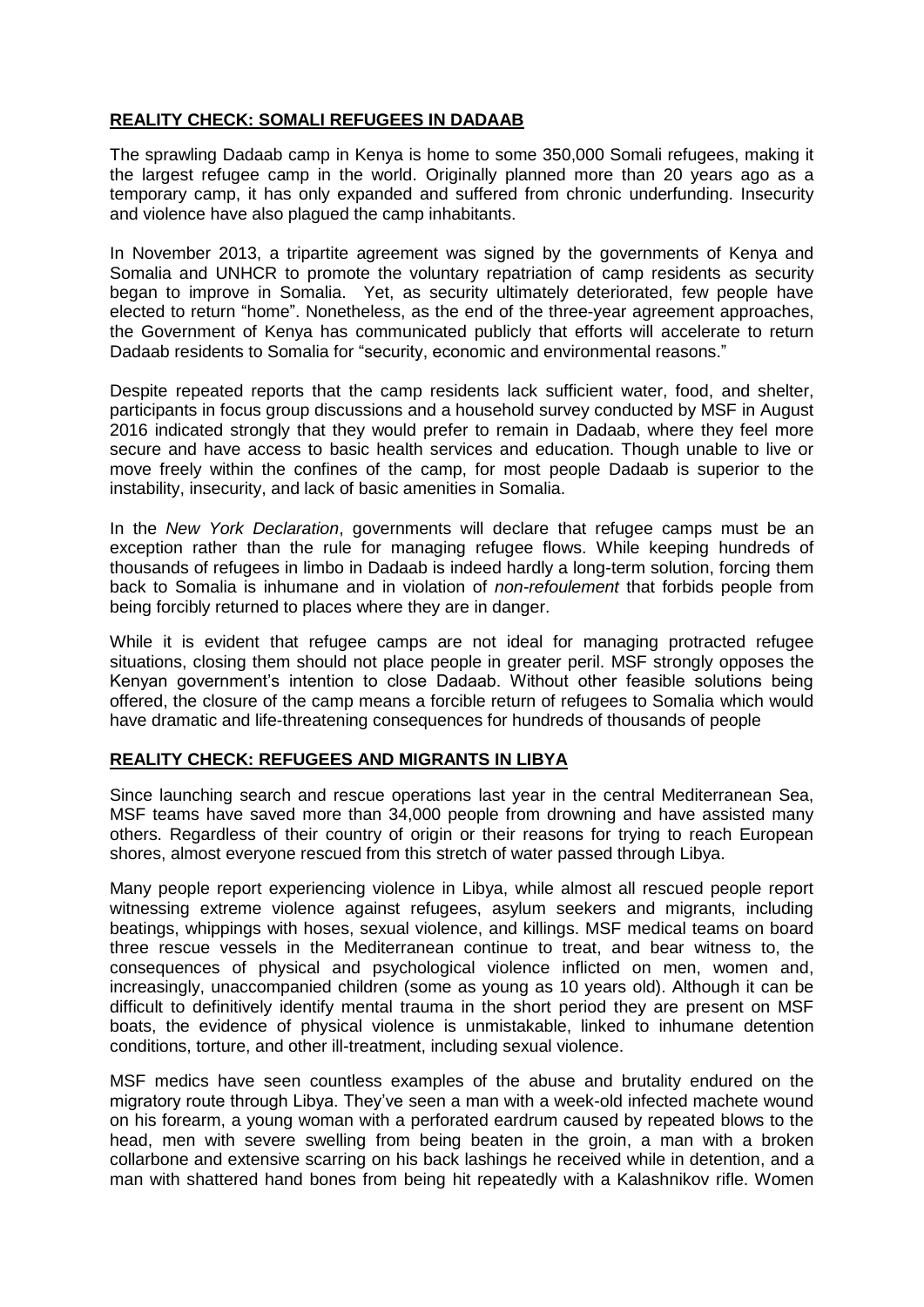## **REALITY CHECK: SOMALI REFUGEES IN DADAAB**

The sprawling Dadaab camp in Kenya is home to some 350,000 Somali refugees, making it the largest refugee camp in the world. Originally planned more than 20 years ago as a temporary camp, it has only expanded and suffered from chronic underfunding. Insecurity and violence have also plagued the camp inhabitants.

In November 2013, a tripartite agreement was signed by the governments of Kenya and Somalia and UNHCR to promote the voluntary repatriation of camp residents as security began to improve in Somalia. Yet, as security ultimately deteriorated, few people have elected to return "home". Nonetheless, as the end of the three-year agreement approaches, the Government of Kenya has communicated publicly that efforts will accelerate to return Dadaab residents to Somalia for "security, economic and environmental reasons."

Despite repeated reports that the camp residents lack sufficient water, food, and shelter, participants in focus group discussions and a household survey conducted by MSF in August 2016 indicated strongly that they would prefer to remain in Dadaab, where they feel more secure and have access to basic health services and education. Though unable to live or move freely within the confines of the camp, for most people Dadaab is superior to the instability, insecurity, and lack of basic amenities in Somalia.

In the *New York Declaration*, governments will declare that refugee camps must be an exception rather than the rule for managing refugee flows. While keeping hundreds of thousands of refugees in limbo in Dadaab is indeed hardly a long-term solution, forcing them back to Somalia is inhumane and in violation of *non-refoulement* that forbids people from being forcibly returned to places where they are in danger.

While it is evident that refugee camps are not ideal for managing protracted refugee situations, closing them should not place people in greater peril. MSF strongly opposes the Kenyan government's intention to close Dadaab. Without other feasible solutions being offered, the closure of the camp means a forcible return of refugees to Somalia which would have dramatic and life-threatening consequences for hundreds of thousands of people

## **REALITY CHECK: REFUGEES AND MIGRANTS IN LIBYA**

Since launching search and rescue operations last year in the central Mediterranean Sea, MSF teams have saved more than 34,000 people from drowning and have assisted many others. Regardless of their country of origin or their reasons for trying to reach European shores, almost everyone rescued from this stretch of water passed through Libya.

Many people report experiencing violence in Libya, while almost all rescued people report witnessing extreme violence against refugees, asylum seekers and migrants, including beatings, whippings with hoses, sexual violence, and killings. MSF medical teams on board three rescue vessels in the Mediterranean continue to treat, and bear witness to, the consequences of physical and psychological violence inflicted on men, women and, increasingly, unaccompanied children (some as young as 10 years old). Although it can be difficult to definitively identify mental trauma in the short period they are present on MSF boats, the evidence of physical violence is unmistakable, linked to inhumane detention conditions, torture, and other ill-treatment, including sexual violence.

MSF medics have seen countless examples of the abuse and brutality endured on the migratory route through Libya. They've seen a man with a week-old infected machete wound on his forearm, a young woman with a perforated eardrum caused by repeated blows to the head, men with severe swelling from being beaten in the groin, a man with a broken collarbone and extensive scarring on his back lashings he received while in detention, and a man with shattered hand bones from being hit repeatedly with a Kalashnikov rifle. Women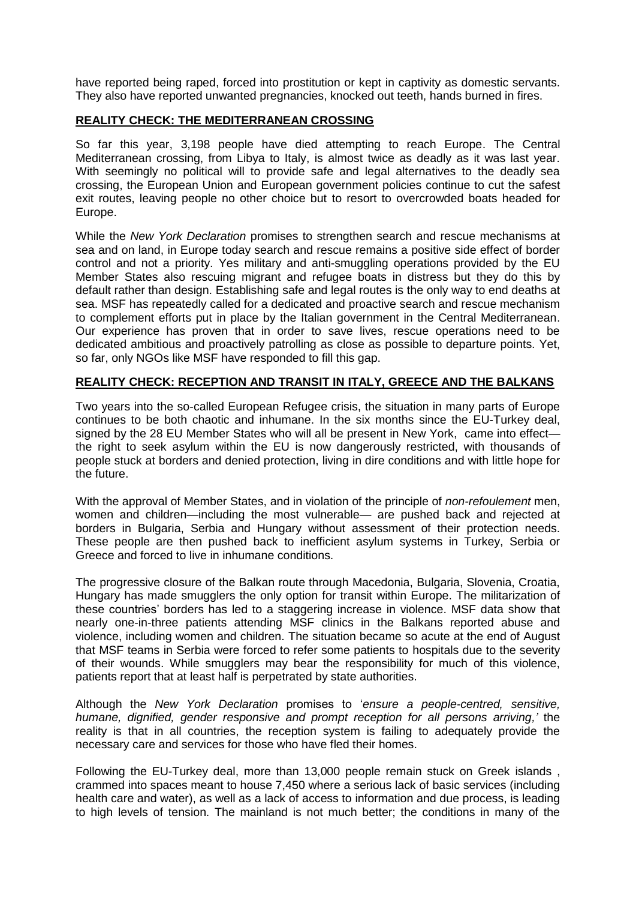have reported being raped, forced into prostitution or kept in captivity as domestic servants. They also have reported unwanted pregnancies, knocked out teeth, hands burned in fires.

**REALITY CHECK: THE MEDITERRANEAN CROSSING**

So far this year, 3,198 people have died attempting to reach Europe. The Central Mediterranean crossing, from Libya to Italy, is almost twice as deadly as it was last year. With seemingly no political will to provide safe and legal alternatives to the deadly sea crossing, the European Union and European government policies continue to cut the safest exit routes, leaving people no other choice but to resort to overcrowded boats headed for Europe.

While the *New York Declaration* promises to strengthen search and rescue mechanisms at sea and on land, in Europe today search and rescue remains a positive side effect of border control and not a priority. Yes military and anti-smuggling operations provided by the EU Member States also rescuing migrant and refugee boats in distress but they do this by default rather than design. Establishing safe and legal routes is the only way to end deaths at sea. MSF has repeatedly called for a dedicated and proactive search and rescue mechanism to complement efforts put in place by the Italian government in the Central Mediterranean. Our experience has proven that in order to save lives, rescue operations need to be dedicated ambitious and proactively patrolling as close as possible to departure points. Yet, so far, only NGOs like MSF have responded to fill this gap.

**REALITY CHECK: RECEPTION AND TRANSIT IN ITALY, GREECE AND THE BALKANS**

Two years into the so-called European Refugee crisis, the situation in many parts of Europe continues to be both chaotic and inhumane. In the six months since the EU-Turkey deal, signed by the 28 EU Member States who will all be present in New York, came into effect— the right to seek asylum within the EU is now dangerously restricted, with thousands of people stuck at borders and denied protection, living in dire conditions and with little hope for the future.

With the approval of Member States, and in violation of the principle of *non-refoulement* men, women and children—including the most vulnerable— are pushed back and rejected at borders in Bulgaria, Serbia and Hungary without assessment of their protection needs. These people are then pushed back to inefficient asylum systems in Turkey, Serbia or Greece and forced to live in inhumane conditions.

The progressive closure of the Balkan route through Macedonia, Bulgaria, Slovenia, Croatia, Hungary has made smugglers the only option for transit within Europe. The militarization of these countries' borders has led to a staggering increase in violence. MSF data show that nearly one-in-three patients attending MSF clinics in the Balkans reported abuse and violence, including women and children. The situation became so acute at the end of August that MSF teams in Serbia were forced to refer some patients to hospitals due to the severity of their wounds. While smugglers may bear the responsibility for much of this violence, patients report that at least half is perpetrated by state authorities.

Although the *New York Declaration* promises to '*ensure a people-centred, sensitive, humane, dignified, gender responsive and prompt reception for all persons arriving,'* the reality is that in all countries, the reception system is failing to adequately provide the necessary care and services for those who have fled their homes.

Following the EU-Turkey deal, more than 13,000 people remain stuck on Greek islands , crammed into spaces meant to house 7,450 where a serious lack of basic services (including health care and water), as well as a lack of access to information and due process, is leading to high levels of tension. The mainland is not much better; the conditions in many of the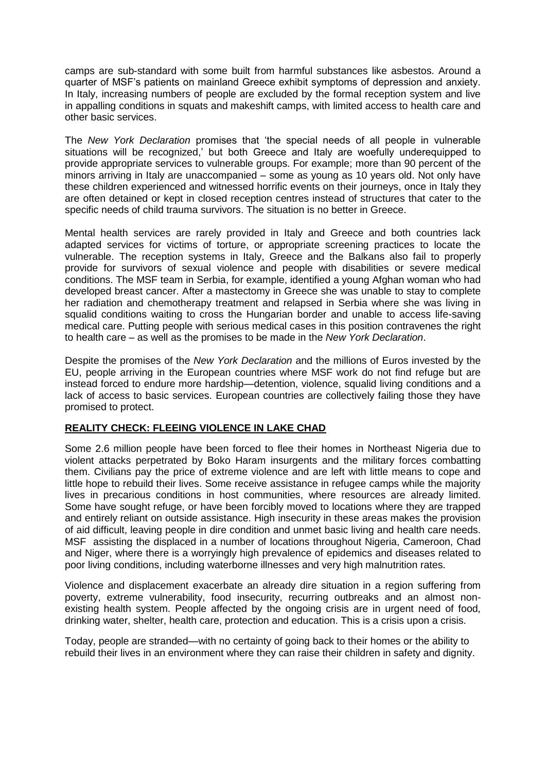camps are sub-standard with some built from harmful substances like asbestos. Around a quarter of MSF's patients on mainland Greece exhibit symptoms of depression and anxiety. In Italy, increasing numbers of people are excluded by the formal reception system and live in appalling conditions in squats and makeshift camps, with limited access to health care and other basic services.

The *New York Declaration* promises that 'the special needs of all people in vulnerable situations will be recognized,' but both Greece and Italy are woefully underequipped to provide appropriate services to vulnerable groups. For example; more than 90 percent of the minors arriving in Italy are unaccompanied – some as young as 10 years old. Not only have these children experienced and witnessed horrific events on their journeys, once in Italy they are often detained or kept in closed reception centres instead of structures that cater to the specific needs of child trauma survivors. The situation is no better in Greece.

Mental health services are rarely provided in Italy and Greece and both countries lack adapted services for victims of torture, or appropriate screening practices to locate the vulnerable. The reception systems in Italy, Greece and the Balkans also fail to properly provide for survivors of sexual violence and people with disabilities or severe medical conditions. The MSF team in Serbia, for example, identified a young Afghan woman who had developed breast cancer. After a mastectomy in Greece she was unable to stay to complete her radiation and chemotherapy treatment and relapsed in Serbia where she was living in squalid conditions waiting to cross the Hungarian border and unable to access life-saving medical care. Putting people with serious medical cases in this position contravenes the right to health care – as well as the promises to be made in the *New York Declaration*.

Despite the promises of the *New York Declaration* and the millions of Euros invested by the EU, people arriving in the European countries where MSF work do not find refuge but are instead forced to endure more hardship—detention, violence, squalid living conditions and a lack of access to basic services. European countries are collectively failing those they have promised to protect.

## REALITY CHECK: FLEEING VIOLENCE IN LAKE CHAD

Some 2.6 million people have been forced to flee their homes in Northeast Nigeria due to violent attacks perpetrated by Boko Haram insurgents and the military forces combatting them. Civilians pay the price of extreme violence and are left with little means to cope and little hope to rebuild their lives. Some receive assistance in refugee camps while the majority lives in precarious conditions in host communities, where resources are already limited. Some have sought refuge, or have been forcibly moved to locations where they are trapped and entirely reliant on outside assistance. High insecurity in these areas makes the provision of aid difficult, leaving people in dire condition and unmet basic living and health care needs. MSF assisting the displaced in a number of locations throughout Nigeria, Cameroon, Chad and Niger, where there is a worryingly high prevalence of epidemics and diseases related to poor living conditions, including waterborne illnesses and very high malnutrition rates.

Violence and displacement exacerbate an already dire situation in a region suffering from poverty, extreme vulnerability, food insecurity, recurring outbreaks and an almost non-existing health system. People affected by the ongoing crisis are in urgent need of food, drinking water, shelter, health care, protection and education. This is a crisis upon a crisis.

Today, people are stranded—with no certainty of going back to their homes or the ability to rebuild their lives in an environment where they can raise their children in safety and dignity.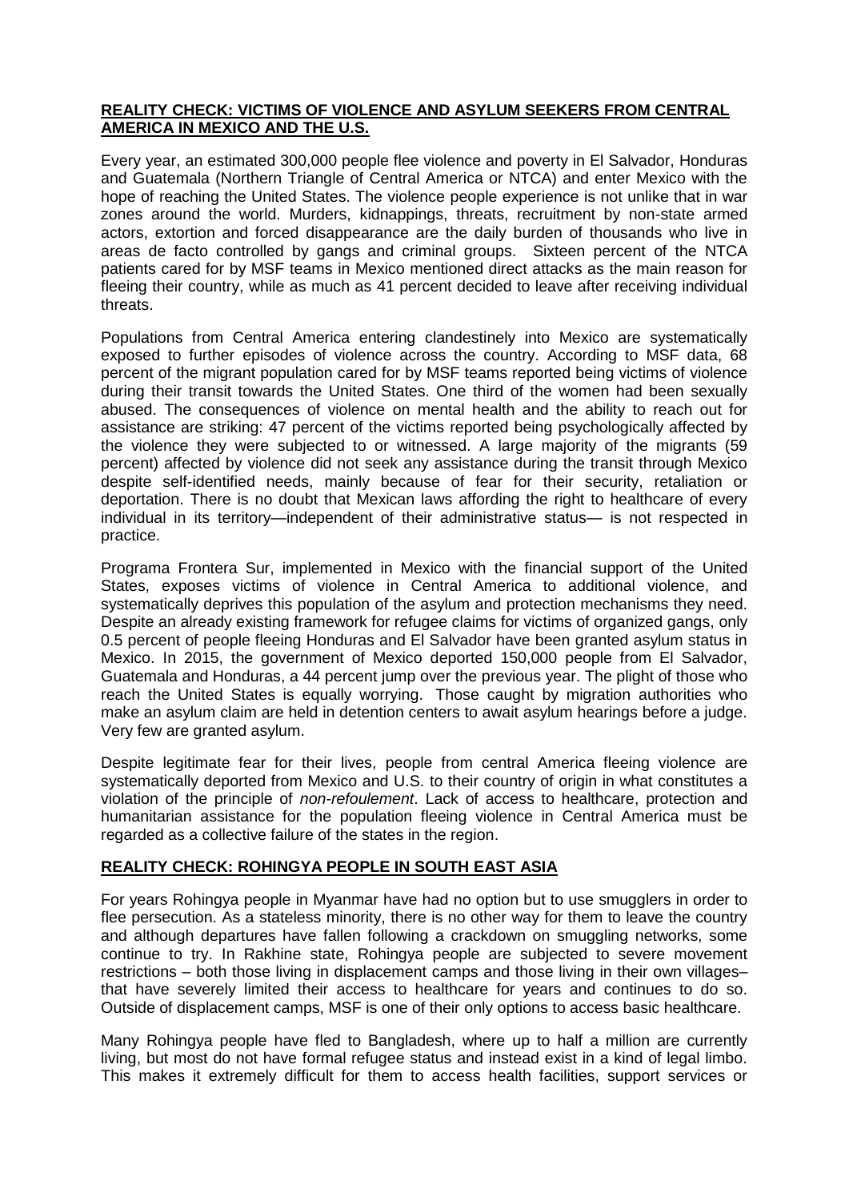## **REALITY CHECK: VICTIMS OF VIOLENCE AND ASYLUM SEEKERS FROM CENTRAL AMERICA IN MEXICO AND THE U.S.**

Every year, an estimated 300,000 people flee violence and poverty in El Salvador, Honduras and Guatemala (Northern Triangle of Central America or NTCA) and enter Mexico with the hope of reaching the United States. The violence people experience is not unlike that in war zones around the world. Murders, kidnappings, threats, recruitment by non-state armed actors, extortion and forced disappearance are the daily burden of thousands who live in areas de facto controlled by gangs and criminal groups. Sixteen percent of the NTCA patients cared for by MSF teams in Mexico mentioned direct attacks as the main reason for fleeing their country, while as much as 41 percent decided to leave after receiving individual threats.

Populations from Central America entering clandestinely into Mexico are systematically exposed to further episodes of violence across the country. According to MSF data, 68 percent of the migrant population cared for by MSF teams reported being victims of violence during their transit towards the United States. One third of the women had been sexually abused. The consequences of violence on mental health and the ability to reach out for assistance are striking: 47 percent of the victims reported being psychologically affected by the violence they were subjected to or witnessed. A large majority of the migrants (59 percent) affected by violence did not seek any assistance during the transit through Mexico despite self-identified needs, mainly because of fear for their security, retaliation or deportation. There is no doubt that Mexican laws affording the right to healthcare of every individual in its territory—independent of their administrative status— is not respected in practice.

Programa Frontera Sur, implemented in Mexico with the financial support of the United States, exposes victims of violence in Central America to additional violence, and systematically deprives this population of the asylum and protection mechanisms they need. Despite an already existing framework for refugee claims for victims of organized gangs, only 0.5 percent of people fleeing Honduras and El Salvador have been granted asylum status in Mexico. In 2015, the government of Mexico deported 150,000 people from El Salvador, Guatemala and Honduras, a 44 percent jump over the previous year. The plight of those who reach the United States is equally worrying. Those caught by migration authorities who make an asylum claim are held in detention centers to await asylum hearings before a judge. Very few are granted asylum.

Despite legitimate fear for their lives, people from central America fleeing violence are systematically deported from Mexico and U.S. to their country of origin in what constitutes a violation of the principle of *non-refoulement*. Lack of access to healthcare, protection and humanitarian assistance for the population fleeing violence in Central America must be regarded as a collective failure of the states in the region.

## **REALITY CHECK: ROHINGYA PEOPLE IN SOUTH EAST ASIA**

For years Rohingya people in Myanmar have had no option but to use smugglers in order to flee persecution. As a stateless minority, there is no other way for them to leave the country and although departures have fallen following a crackdown on smuggling networks, some continue to try. In Rakhine state, Rohingya people are subjected to severe movement restrictions – both those living in displacement camps and those living in their own villages– that have severely limited their access to healthcare for years and continues to do so. Outside of displacement camps, MSF is one of their only options to access basic healthcare.

Many Rohingya people have fled to Bangladesh, where up to half a million are currently living, but most do not have formal refugee status and instead exist in a kind of legal limbo. This makes it extremely difficult for them to access health facilities, support services or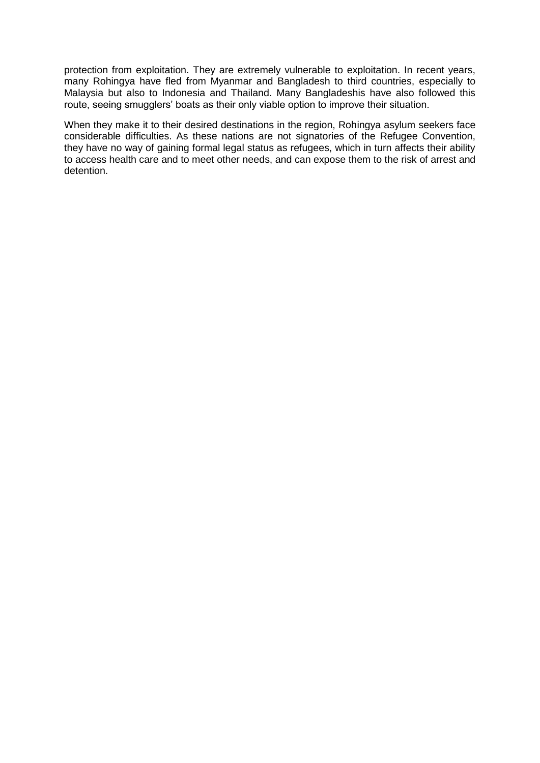protection from exploitation. They are extremely vulnerable to exploitation. In recent years, many Rohingya have fled from Myanmar and Bangladesh to third countries, especially to Malaysia but also to Indonesia and Thailand. Many Bangladeshis have also followed this route, seeing smugglers' boats as their only viable option to improve their situation.

When they make it to their desired destinations in the region, Rohingya asylum seekers face considerable difficulties. As these nations are not signatories of the Refugee Convention, they have no way of gaining formal legal status as refugees, which in turn affects their ability to access health care and to meet other needs, and can expose them to the risk of arrest and detention.